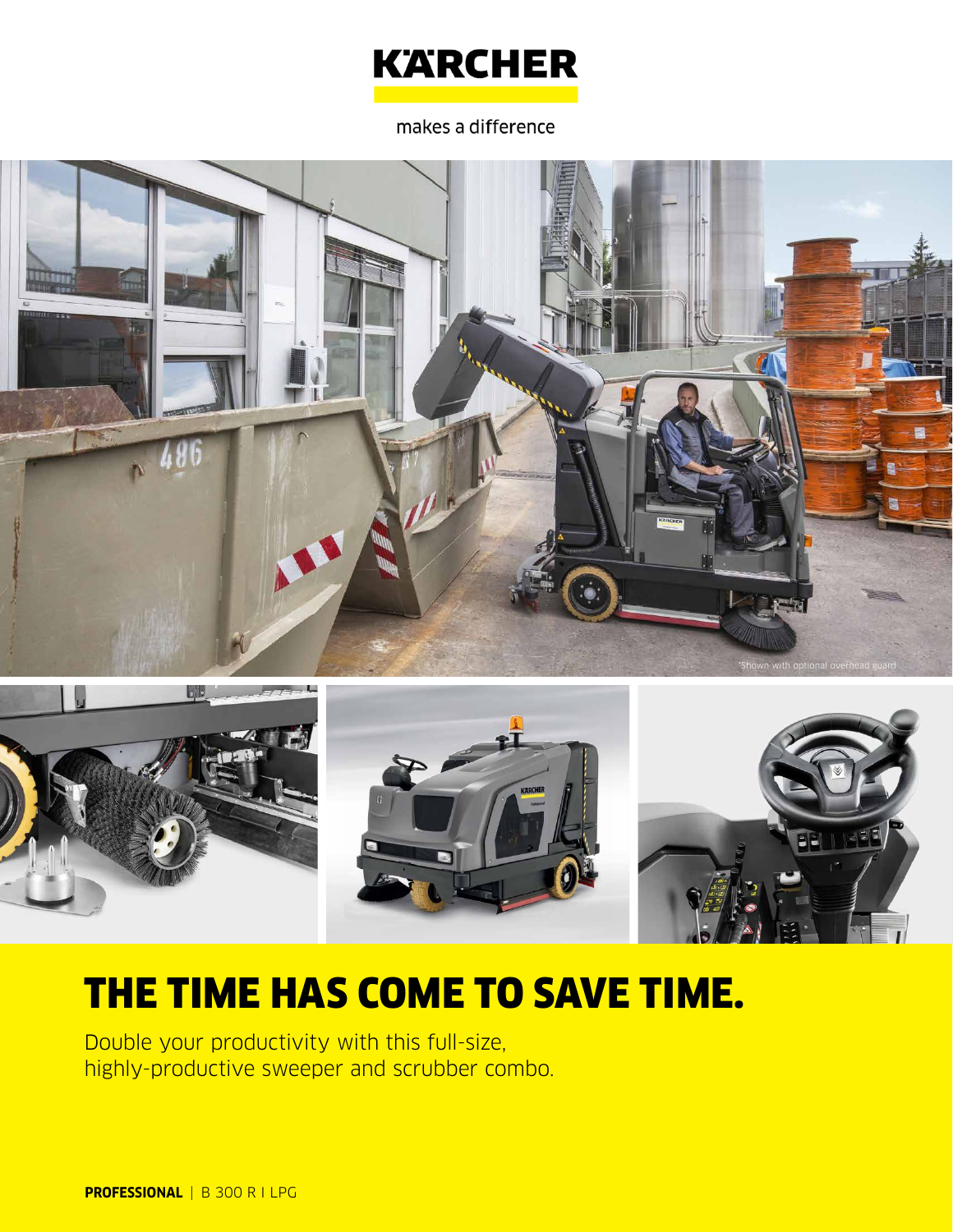KÄRCHER

makes a difference

*Shown with optional overhead guard

# THE TIME HAS COME TO SAVE TIME.

Double your productivity with this full-size, highly-productive sweeper and scrubber combo.

**PROFESSIONAL** | B 300 R I LPG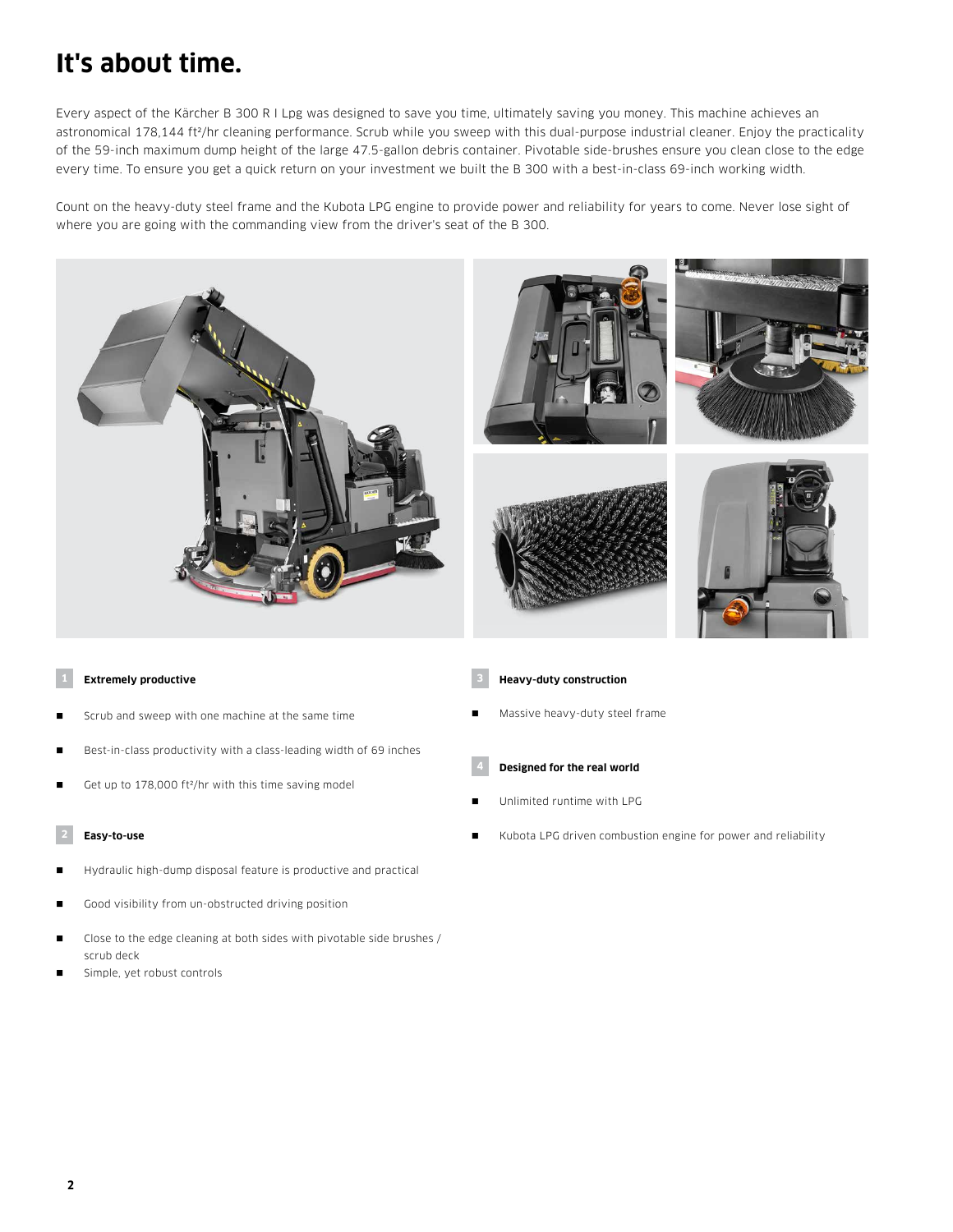# It's about time.

Every aspect of the Kärcher B 300 R I Lpg was designed to save you time, ultimately saving you money. This machine achieves an astronomical 178,144 ft²/hr cleaning performance. Scrub while you sweep with this dual-purpose industrial cleaner. Enjoy the practicality of the 59-inch maximum dump height of the large 47.5-gallon debris container. Pivotable side-brushes ensure you clean close to the edge every time. To ensure you get a quick return on your investment we built the B 300 with a best-in-class 69-inch working width.

Count on the heavy-duty steel frame and the Kubota LPG engine to provide power and reliability for years to come. Never lose sight of where you are going with the commanding view from the driver's seat of the B 300.

1 **Extremely productive**

- Scrub and sweep with one machine at the same time
- Best-in-class productivity with a class-leading width of 69 inches
- Get up to 178,000 ft²/hr with this time saving model

2 **Easy-to-use**

- Hydraulic high-dump disposal feature is productive and practical
- Good visibility from un-obstructed driving position
- Close to the edge cleaning at both sides with pivotable side brushes / scrub deck
- Simple, yet robust controls

3 **Heavy-duty construction**

- Massive heavy-duty steel frame

4 **Designed for the real world**

- Unlimited runtime with LPG
- Kubota LPG driven combustion engine for power and reliability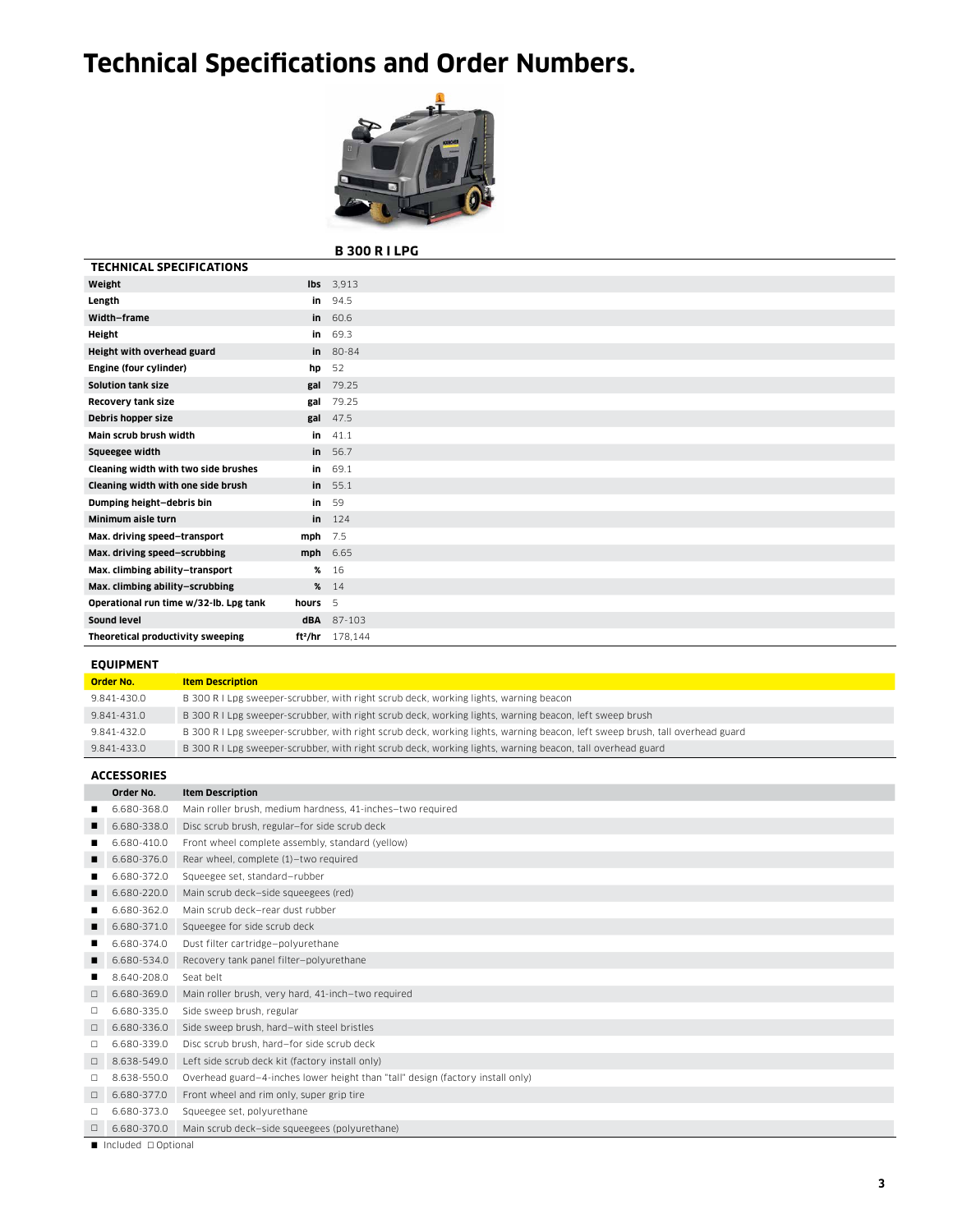# Technical Specifications and Order Numbers.

| TECHNICAL SPECIFICATIONS | | B 300 R I LPG |
|---|---|---|
| Weight | lbs | 3,913 |
| Length | in | 94.5 |
| Width–frame | in | 60.6 |
| Height | in | 69.3 |
| Height with overhead guard | in | 80-84 |
| Engine (four cylinder) | hp | 52 |
| Solution tank size | gal | 79.25 |
| Recovery tank size | gal | 79.25 |
| Debris hopper size | gal | 47.5 |
| Main scrub brush width | in | 41.1 |
| Squeegee width | in | 56.7 |
| Cleaning width with two side brushes | in | 69.1 |
| Cleaning width with one side brush | in | 55.1 |
| Dumping height–debris bin | in | 59 |
| Minimum aisle turn | in | 124 |
| Max. driving speed–transport | mph | 7.5 |
| Max. driving speed–scrubbing | mph | 6.65 |
| Max. climbing ability–transport | % | 16 |
| Max. climbing ability–scrubbing | % | 14 |
| Operational run time w/32-lb. Lpg tank | hours | 5 |
| Sound level | dBA | 87-103 |
| Theoretical productivity sweeping | ft²/hr | 178,144 |

## EQUIPMENT

| Order No. | Item Description |
|---|---|
| 9.841-430.0 | B 300 R I Lpg sweeper-scrubber, with right scrub deck, working lights, warning beacon |
| 9.841-431.0 | B 300 R I Lpg sweeper-scrubber, with right scrub deck, working lights, warning beacon, left sweep brush |
| 9.841-432.0 | B 300 R I Lpg sweeper-scrubber, with right scrub deck, working lights, warning beacon, left sweep brush, tall overhead guard |
| 9.841-433.0 | B 300 R I Lpg sweeper-scrubber, with right scrub deck, working lights, warning beacon, tall overhead guard |

## ACCESSORIES

| | Order No. | Item Description |
|---|---|---|
| ■ | 6.680-368.0 | Main roller brush, medium hardness, 41-inches–two required |
| ■ | 6.680-338.0 | Disc scrub brush, regular–for side scrub deck |
| ■ | 6.680-410.0 | Front wheel complete assembly, standard (yellow) |
| ■ | 6.680-376.0 | Rear wheel, complete (1)–two required |
| ■ | 6.680-372.0 | Squeegee set, standard–rubber |
| ■ | 6.680-220.0 | Main scrub deck–side squeegees (red) |
| ■ | 6.680-362.0 | Main scrub deck–rear dust rubber |
| ■ | 6.680-371.0 | Squeegee for side scrub deck |
| ■ | 6.680-374.0 | Dust filter cartridge–polyurethane |
| ■ | 6.680-534.0 | Recovery tank panel filter–polyurethane |
| ■ | 8.640-208.0 | Seat belt |
| □ | 6.680-369.0 | Main roller brush, very hard, 41-inch–two required |
| □ | 6.680-335.0 | Side sweep brush, regular |
| □ | 6.680-336.0 | Side sweep brush, hard–with steel bristles |
| □ | 6.680-339.0 | Disc scrub brush, hard–for side scrub deck |
| □ | 8.638-549.0 | Left side scrub deck kit (factory install only) |
| □ | 8.638-550.0 | Overhead guard–4-inches lower height than "tall" design (factory install only) |
| □ | 6.680-377.0 | Front wheel and rim only, super grip tire |
| □ | 6.680-373.0 | Squeegee set, polyurethane |
| □ | 6.680-370.0 | Main scrub deck–side squeegees (polyurethane) |

■ Included □ Optional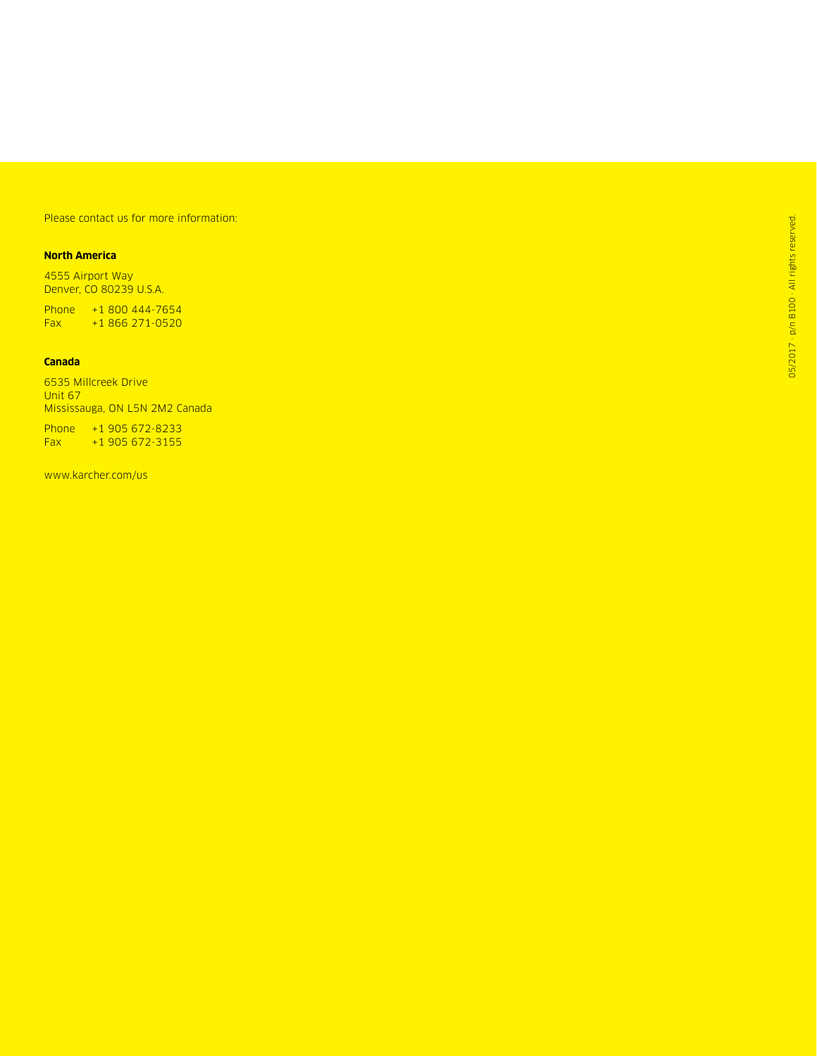Please contact us for more information:

**North America**

4555 Airport Way
Denver, CO 80239 U.S.A.

Phone +1 800 444-7654
Fax +1 866 271-0520

**Canada**

6535 Millcreek Drive
Unit 67
Mississauga, ON L5N 2M2 Canada

Phone +1 905 672-8233
Fax +1 905 672-3155

www.karcher.com/us

05/2017 · p/n B100 · All rights reserved.